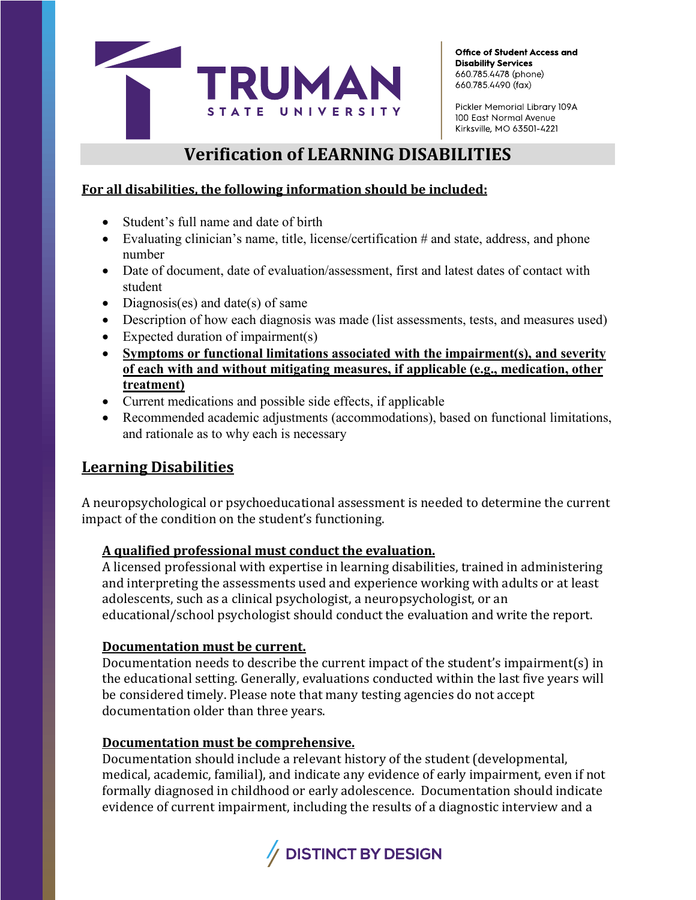TRUMAN STATE UNIVERSITY

**Office of Student Access and Disability Services**
660.785.4478 (phone)
660.785.4490 (fax)

Pickler Memorial Library 109A
100 East Normal Avenue
Kirksville, MO 63501-4221

# Verification of LEARNING DISABILITIES

**For all disabilities, the following information should be included:**

- Student's full name and date of birth
- Evaluating clinician's name, title, license/certification # and state, address, and phone number
- Date of document, date of evaluation/assessment, first and latest dates of contact with student
- Diagnosis(es) and date(s) of same
- Description of how each diagnosis was made (list assessments, tests, and measures used)
- Expected duration of impairment(s)
- **Symptoms or functional limitations associated with the impairment(s), and severity of each with and without mitigating measures, if applicable (e.g., medication, other treatment)**
- Current medications and possible side effects, if applicable
- Recommended academic adjustments (accommodations), based on functional limitations, and rationale as to why each is necessary

## Learning Disabilities

A neuropsychological or psychoeducational assessment is needed to determine the current impact of the condition on the student's functioning.

**A qualified professional must conduct the evaluation.**
A licensed professional with expertise in learning disabilities, trained in administering and interpreting the assessments used and experience working with adults or at least adolescents, such as a clinical psychologist, a neuropsychologist, or an educational/school psychologist should conduct the evaluation and write the report.

**Documentation must be current.**
Documentation needs to describe the current impact of the student's impairment(s) in the educational setting. Generally, evaluations conducted within the last five years will be considered timely. Please note that many testing agencies do not accept documentation older than three years.

**Documentation must be comprehensive.**
Documentation should include a relevant history of the student (developmental, medical, academic, familial), and indicate any evidence of early impairment, even if not formally diagnosed in childhood or early adolescence. Documentation should indicate evidence of current impairment, including the results of a diagnostic interview and a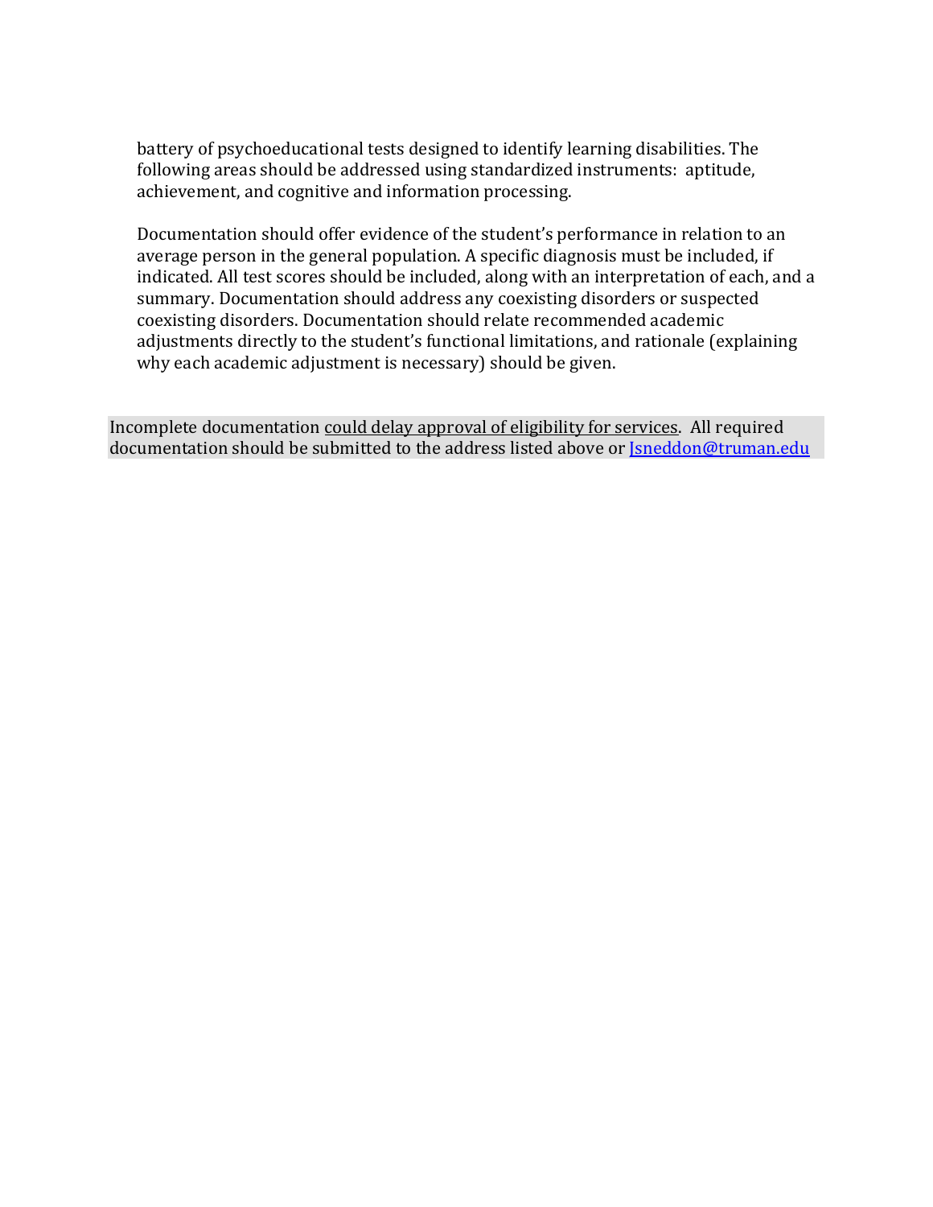battery of psychoeducational tests designed to identify learning disabilities. The following areas should be addressed using standardized instruments: aptitude, achievement, and cognitive and information processing.

Documentation should offer evidence of the student's performance in relation to an average person in the general population. A specific diagnosis must be included, if indicated. All test scores should be included, along with an interpretation of each, and a summary. Documentation should address any coexisting disorders or suspected coexisting disorders. Documentation should relate recommended academic adjustments directly to the student's functional limitations, and rationale (explaining why each academic adjustment is necessary) should be given.

Incomplete documentation could delay approval of eligibility for services. All required documentation should be submitted to the address listed above or Jsneddon@truman.edu